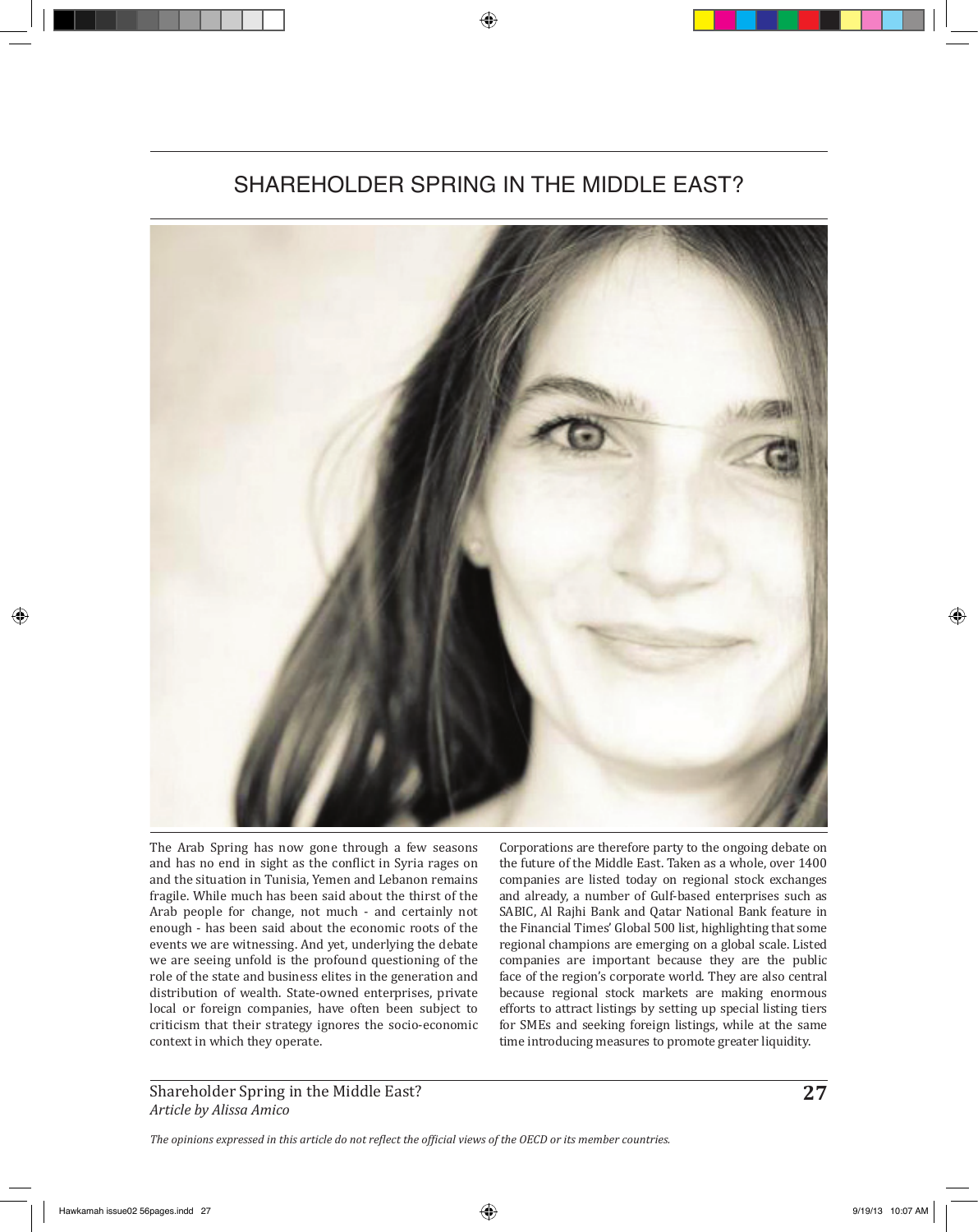# SHAREHOLDER SPRING IN THE MIDDLE EAST?

The Arab Spring has now gone through a few seasons and has no end in sight as the conflict in Syria rages on and the situation in Tunisia, Yemen and Lebanon remains fragile. While much has been said about the thirst of the Arab people for change, not much - and certainly not enough - has been said about the economic roots of the events we are witnessing. And yet, underlying the debate we are seeing unfold is the profound questioning of the role of the state and business elites in the generation and distribution of wealth. State-owned enterprises, private local or foreign companies, have often been subject to criticism that their strategy ignores the socio-economic context in which they operate.

Corporations are therefore party to the ongoing debate on the future of the Middle East. Taken as a whole, over 1400 companies are listed today on regional stock exchanges and already, a number of Gulf-based enterprises such as SABIC, Al Rajhi Bank and Qatar National Bank feature in the Financial Times' Global 500 list, highlighting that some regional champions are emerging on a global scale. Listed companies are important because they are the public face of the region's corporate world. They are also central because regional stock markets are making enormous efforts to attract listings by setting up special listing tiers for SMEs and seeking foreign listings, while at the same time introducing measures to promote greater liquidity.

Shareholder Spring in the Middle East?
*Article by Alissa Amico*

*The opinions expressed in this article do not reflect the official views of the OECD or its member countries.*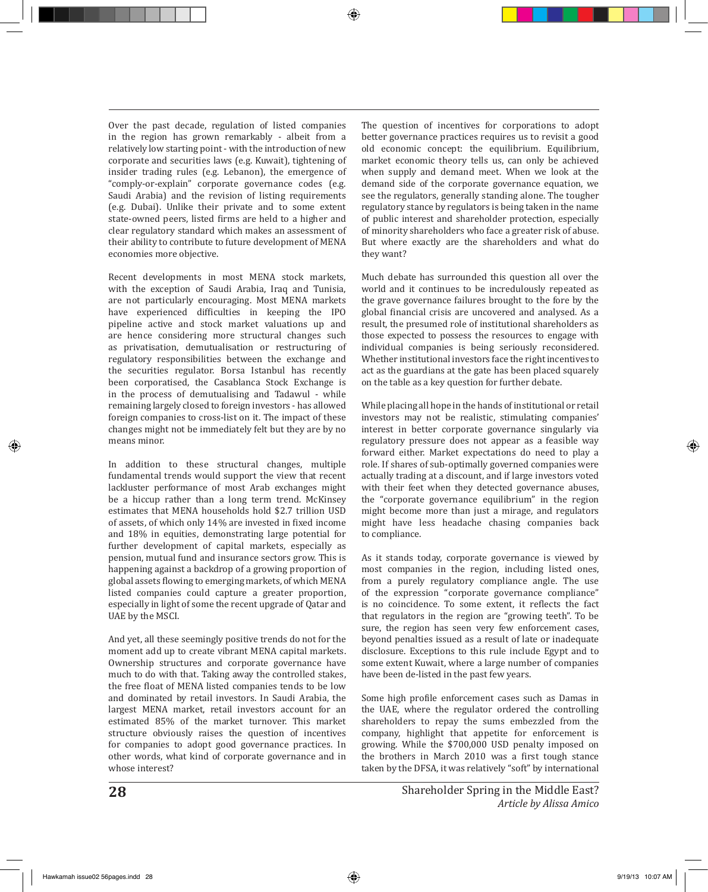Over the past decade, regulation of listed companies in the region has grown remarkably - albeit from a relatively low starting point - with the introduction of new corporate and securities laws (e.g. Kuwait), tightening of insider trading rules (e.g. Lebanon), the emergence of "comply-or-explain" corporate governance codes (e.g. Saudi Arabia) and the revision of listing requirements (e.g. Dubai). Unlike their private and to some extent state-owned peers, listed firms are held to a higher and clear regulatory standard which makes an assessment of their ability to contribute to future development of MENA economies more objective.

Recent developments in most MENA stock markets, with the exception of Saudi Arabia, Iraq and Tunisia, are not particularly encouraging. Most MENA markets have experienced difficulties in keeping the IPO pipeline active and stock market valuations up and are hence considering more structural changes such as privatisation, demutualisation or restructuring of regulatory responsibilities between the exchange and the securities regulator. Borsa Istanbul has recently been corporatised, the Casablanca Stock Exchange is in the process of demutualising and Tadawul - while remaining largely closed to foreign investors - has allowed foreign companies to cross-list on it. The impact of these changes might not be immediately felt but they are by no means minor.

In addition to these structural changes, multiple fundamental trends would support the view that recent lackluster performance of most Arab exchanges might be a hiccup rather than a long term trend. McKinsey estimates that MENA households hold $2.7 trillion USD of assets, of which only 14% are invested in fixed income and 18% in equities, demonstrating large potential for further development of capital markets, especially as pension, mutual fund and insurance sectors grow. This is happening against a backdrop of a growing proportion of global assets flowing to emerging markets, of which MENA listed companies could capture a greater proportion, especially in light of some the recent upgrade of Qatar and UAE by the MSCI.

And yet, all these seemingly positive trends do not for the moment add up to create vibrant MENA capital markets. Ownership structures and corporate governance have much to do with that. Taking away the controlled stakes, the free float of MENA listed companies tends to be low and dominated by retail investors. In Saudi Arabia, the largest MENA market, retail investors account for an estimated 85% of the market turnover. This market structure obviously raises the question of incentives for companies to adopt good governance practices. In other words, what kind of corporate governance and in whose interest?

The question of incentives for corporations to adopt better governance practices requires us to revisit a good old economic concept: the equilibrium. Equilibrium, market economic theory tells us, can only be achieved when supply and demand meet. When we look at the demand side of the corporate governance equation, we see the regulators, generally standing alone. The tougher regulatory stance by regulators is being taken in the name of public interest and shareholder protection, especially of minority shareholders who face a greater risk of abuse. But where exactly are the shareholders and what do they want?

Much debate has surrounded this question all over the world and it continues to be incredulously repeated as the grave governance failures brought to the fore by the global financial crisis are uncovered and analysed. As a result, the presumed role of institutional shareholders as those expected to possess the resources to engage with individual companies is being seriously reconsidered. Whether institutional investors face the right incentives to act as the guardians at the gate has been placed squarely on the table as a key question for further debate.

While placing all hope in the hands of institutional or retail investors may not be realistic, stimulating companies' interest in better corporate governance singularly via regulatory pressure does not appear as a feasible way forward either. Market expectations do need to play a role. If shares of sub-optimally governed companies were actually trading at a discount, and if large investors voted with their feet when they detected governance abuses, the "corporate governance equilibrium" in the region might become more than just a mirage, and regulators might have less headache chasing companies back to compliance.

As it stands today, corporate governance is viewed by most companies in the region, including listed ones, from a purely regulatory compliance angle. The use of the expression "corporate governance compliance" is no coincidence. To some extent, it reflects the fact that regulators in the region are "growing teeth". To be sure, the region has seen very few enforcement cases, beyond penalties issued as a result of late or inadequate disclosure. Exceptions to this rule include Egypt and to some extent Kuwait, where a large number of companies have been de-listed in the past few years.

Some high profile enforcement cases such as Damas in the UAE, where the regulator ordered the controlling shareholders to repay the sums embezzled from the company, highlight that appetite for enforcement is growing. While the $700,000 USD penalty imposed on the brothers in March 2010 was a first tough stance taken by the DFSA, it was relatively "soft" by international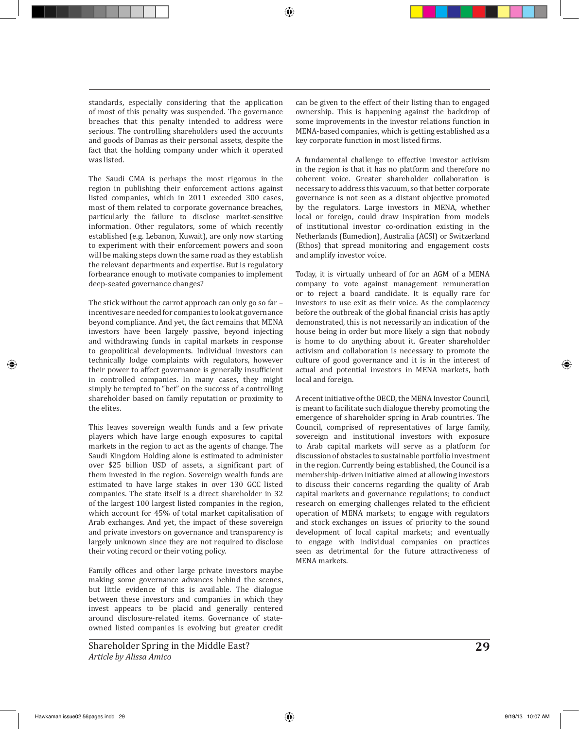standards, especially considering that the application of most of this penalty was suspended. The governance breaches that this penalty intended to address were serious. The controlling shareholders used the accounts and goods of Damas as their personal assets, despite the fact that the holding company under which it operated was listed.

The Saudi CMA is perhaps the most rigorous in the region in publishing their enforcement actions against listed companies, which in 2011 exceeded 300 cases, most of them related to corporate governance breaches, particularly the failure to disclose market-sensitive information. Other regulators, some of which recently established (e.g. Lebanon, Kuwait), are only now starting to experiment with their enforcement powers and soon will be making steps down the same road as they establish the relevant departments and expertise. But is regulatory forbearance enough to motivate companies to implement deep-seated governance changes?

The stick without the carrot approach can only go so far – incentives are needed for companies to look at governance beyond compliance. And yet, the fact remains that MENA investors have been largely passive, beyond injecting and withdrawing funds in capital markets in response to geopolitical developments. Individual investors can technically lodge complaints with regulators, however their power to affect governance is generally insufficient in controlled companies. In many cases, they might simply be tempted to "bet" on the success of a controlling shareholder based on family reputation or proximity to the elites.

This leaves sovereign wealth funds and a few private players which have large enough exposures to capital markets in the region to act as the agents of change. The Saudi Kingdom Holding alone is estimated to administer over $25 billion USD of assets, a significant part of them invested in the region. Sovereign wealth funds are estimated to have large stakes in over 130 GCC listed companies. The state itself is a direct shareholder in 32 of the largest 100 largest listed companies in the region, which account for 45% of total market capitalisation of Arab exchanges. And yet, the impact of these sovereign and private investors on governance and transparency is largely unknown since they are not required to disclose their voting record or their voting policy.

Family offices and other large private investors maybe making some governance advances behind the scenes, but little evidence of this is available. The dialogue between these investors and companies in which they invest appears to be placid and generally centered around disclosure-related items. Governance of state-owned listed companies is evolving but greater credit can be given to the effect of their listing than to engaged ownership. This is happening against the backdrop of some improvements in the investor relations function in MENA-based companies, which is getting established as a key corporate function in most listed firms.

A fundamental challenge to effective investor activism in the region is that it has no platform and therefore no coherent voice. Greater shareholder collaboration is necessary to address this vacuum, so that better corporate governance is not seen as a distant objective promoted by the regulators. Large investors in MENA, whether local or foreign, could draw inspiration from models of institutional investor co-ordination existing in the Netherlands (Eumedion), Australia (ACSI) or Switzerland (Ethos) that spread monitoring and engagement costs and amplify investor voice.

Today, it is virtually unheard of for an AGM of a MENA company to vote against management remuneration or to reject a board candidate. It is equally rare for investors to use exit as their voice. As the complacency before the outbreak of the global financial crisis has aptly demonstrated, this is not necessarily an indication of the house being in order but more likely a sign that nobody is home to do anything about it. Greater shareholder activism and collaboration is necessary to promote the culture of good governance and it is in the interest of actual and potential investors in MENA markets, both local and foreign.

A recent initiative of the OECD, the MENA Investor Council, is meant to facilitate such dialogue thereby promoting the emergence of shareholder spring in Arab countries. The Council, comprised of representatives of large family, sovereign and institutional investors with exposure to Arab capital markets will serve as a platform for discussion of obstacles to sustainable portfolio investment in the region. Currently being established, the Council is a membership-driven initiative aimed at allowing investors to discuss their concerns regarding the quality of Arab capital markets and governance regulations; to conduct research on emerging challenges related to the efficient operation of MENA markets; to engage with regulators and stock exchanges on issues of priority to the sound development of local capital markets; and eventually to engage with individual companies on practices seen as detrimental for the future attractiveness of MENA markets.